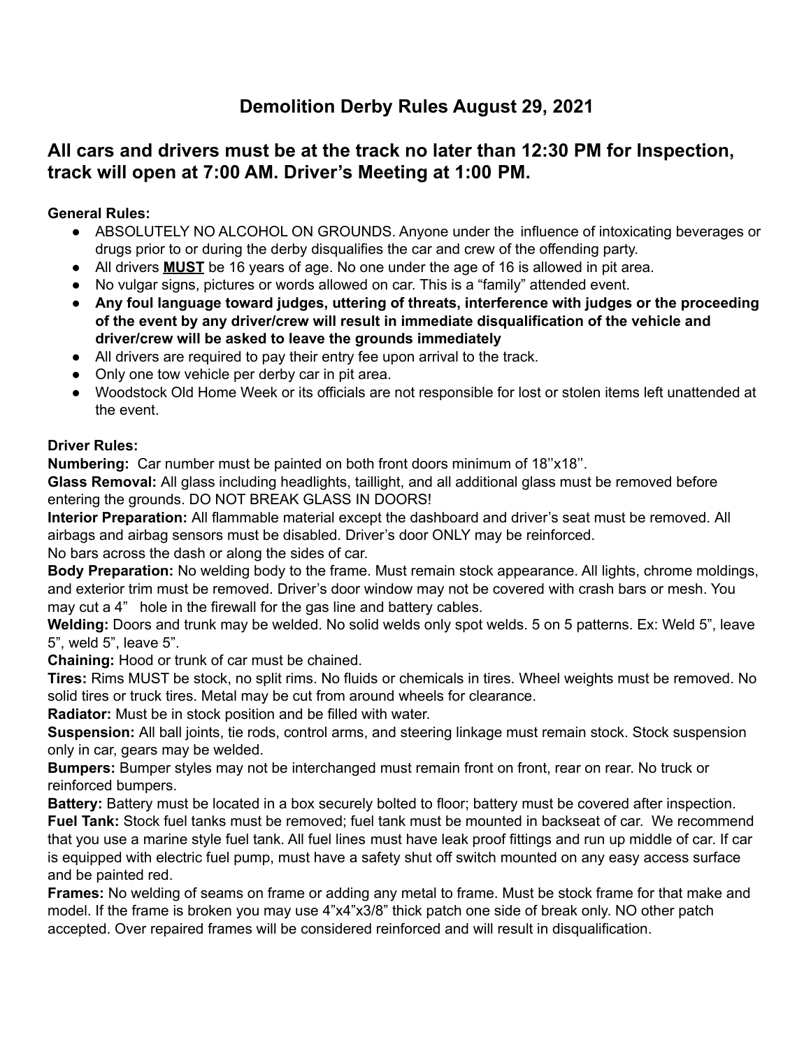# Demolition Derby Rules August 29, 2021

## All cars and drivers must be at the track no later than 12:30 PM for Inspection, track will open at 7:00 AM. Driver's Meeting at 1:00 PM.

**General Rules:**

- ABSOLUTELY NO ALCOHOL ON GROUNDS. Anyone under the influence of intoxicating beverages or drugs prior to or during the derby disqualifies the car and crew of the offending party.
- All drivers **MUST** be 16 years of age. No one under the age of 16 is allowed in pit area.
- No vulgar signs, pictures or words allowed on car. This is a "family" attended event.
- **Any foul language toward judges, uttering of threats, interference with judges or the proceeding of the event by any driver/crew will result in immediate disqualification of the vehicle and driver/crew will be asked to leave the grounds immediately**
- All drivers are required to pay their entry fee upon arrival to the track.
- Only one tow vehicle per derby car in pit area.
- Woodstock Old Home Week or its officials are not responsible for lost or stolen items left unattended at the event.

**Driver Rules:**

**Numbering:** Car number must be painted on both front doors minimum of 18''x18''.

**Glass Removal:** All glass including headlights, taillight, and all additional glass must be removed before entering the grounds. DO NOT BREAK GLASS IN DOORS!

**Interior Preparation:** All flammable material except the dashboard and driver's seat must be removed. All airbags and airbag sensors must be disabled. Driver's door ONLY may be reinforced.
No bars across the dash or along the sides of car.

**Body Preparation:** No welding body to the frame. Must remain stock appearance. All lights, chrome moldings, and exterior trim must be removed. Driver's door window may not be covered with crash bars or mesh. You may cut a 4" hole in the firewall for the gas line and battery cables.

**Welding:** Doors and trunk may be welded. No solid welds only spot welds. 5 on 5 patterns. Ex: Weld 5", leave 5", weld 5", leave 5".

**Chaining:** Hood or trunk of car must be chained.

**Tires:** Rims MUST be stock, no split rims. No fluids or chemicals in tires. Wheel weights must be removed. No solid tires or truck tires. Metal may be cut from around wheels for clearance.

**Radiator:** Must be in stock position and be filled with water.

**Suspension:** All ball joints, tie rods, control arms, and steering linkage must remain stock. Stock suspension only in car, gears may be welded.

**Bumpers:** Bumper styles may not be interchanged must remain front on front, rear on rear. No truck or reinforced bumpers.

**Battery:** Battery must be located in a box securely bolted to floor; battery must be covered after inspection.

**Fuel Tank:** Stock fuel tanks must be removed; fuel tank must be mounted in backseat of car. We recommend that you use a marine style fuel tank. All fuel lines must have leak proof fittings and run up middle of car. If car is equipped with electric fuel pump, must have a safety shut off switch mounted on any easy access surface and be painted red.

**Frames:** No welding of seams on frame or adding any metal to frame. Must be stock frame for that make and model. If the frame is broken you may use 4"x4"x3/8" thick patch one side of break only. NO other patch accepted. Over repaired frames will be considered reinforced and will result in disqualification.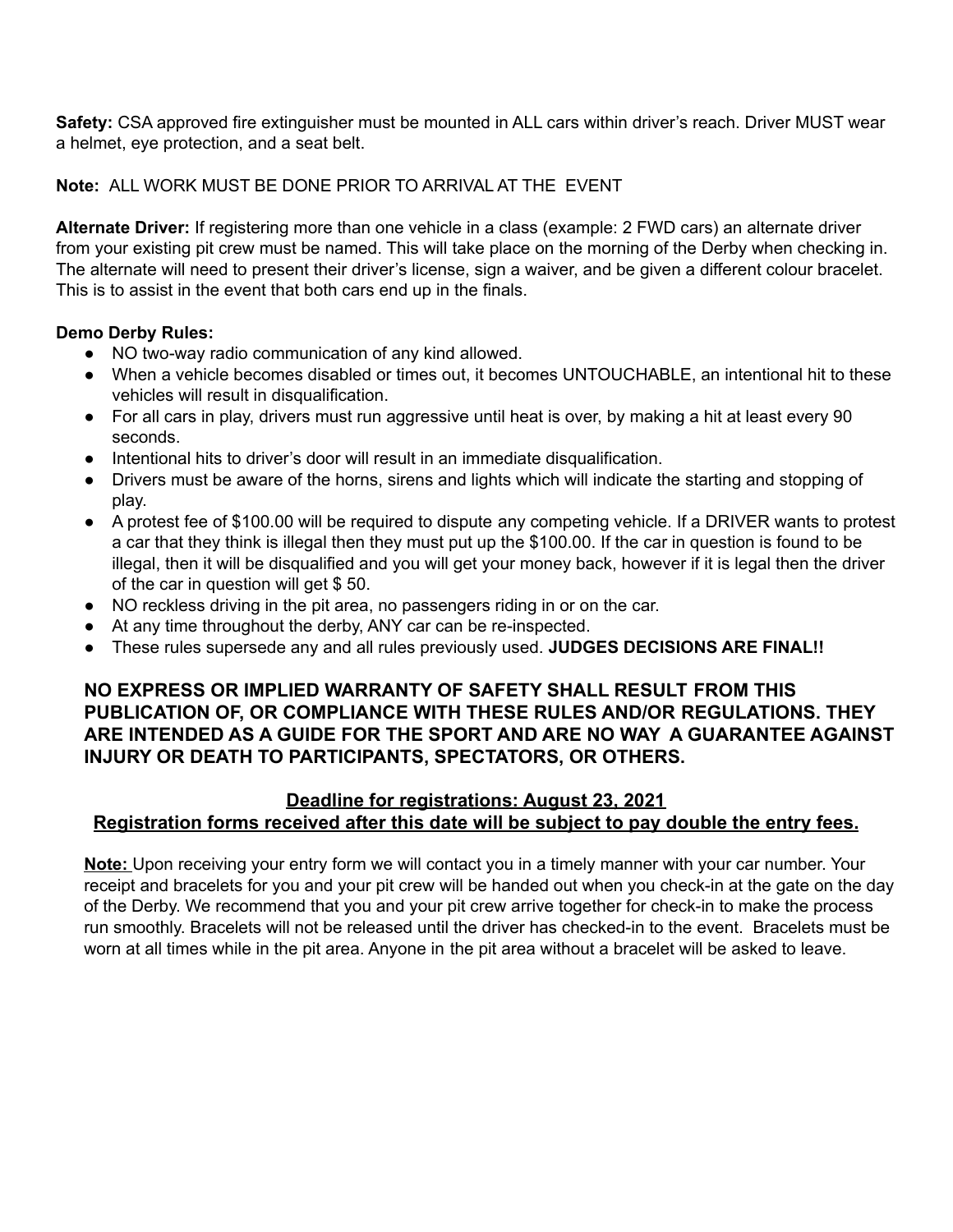**Safety:** CSA approved fire extinguisher must be mounted in ALL cars within driver's reach. Driver MUST wear a helmet, eye protection, and a seat belt.

**Note:** ALL WORK MUST BE DONE PRIOR TO ARRIVAL AT THE EVENT

**Alternate Driver:** If registering more than one vehicle in a class (example: 2 FWD cars) an alternate driver from your existing pit crew must be named. This will take place on the morning of the Derby when checking in. The alternate will need to present their driver's license, sign a waiver, and be given a different colour bracelet. This is to assist in the event that both cars end up in the finals.

**Demo Derby Rules:**

- NO two-way radio communication of any kind allowed.
- When a vehicle becomes disabled or times out, it becomes UNTOUCHABLE, an intentional hit to these vehicles will result in disqualification.
- For all cars in play, drivers must run aggressive until heat is over, by making a hit at least every 90 seconds.
- Intentional hits to driver's door will result in an immediate disqualification.
- Drivers must be aware of the horns, sirens and lights which will indicate the starting and stopping of play.
- A protest fee of $100.00 will be required to dispute any competing vehicle. If a DRIVER wants to protest a car that they think is illegal then they must put up the $100.00. If the car in question is found to be illegal, then it will be disqualified and you will get your money back, however if it is legal then the driver of the car in question will get $ 50.
- NO reckless driving in the pit area, no passengers riding in or on the car.
- At any time throughout the derby, ANY car can be re-inspected.
- These rules supersede any and all rules previously used. **JUDGES DECISIONS ARE FINAL!!**

**NO EXPRESS OR IMPLIED WARRANTY OF SAFETY SHALL RESULT FROM THIS PUBLICATION OF, OR COMPLIANCE WITH THESE RULES AND/OR REGULATIONS. THEY ARE INTENDED AS A GUIDE FOR THE SPORT AND ARE NO WAY A GUARANTEE AGAINST INJURY OR DEATH TO PARTICIPANTS, SPECTATORS, OR OTHERS.**

**Deadline for registrations: August 23, 2021**

**Registration forms received after this date will be subject to pay double the entry fees.**

**Note:** Upon receiving your entry form we will contact you in a timely manner with your car number. Your receipt and bracelets for you and your pit crew will be handed out when you check-in at the gate on the day of the Derby. We recommend that you and your pit crew arrive together for check-in to make the process run smoothly. Bracelets will not be released until the driver has checked-in to the event. Bracelets must be worn at all times while in the pit area. Anyone in the pit area without a bracelet will be asked to leave.